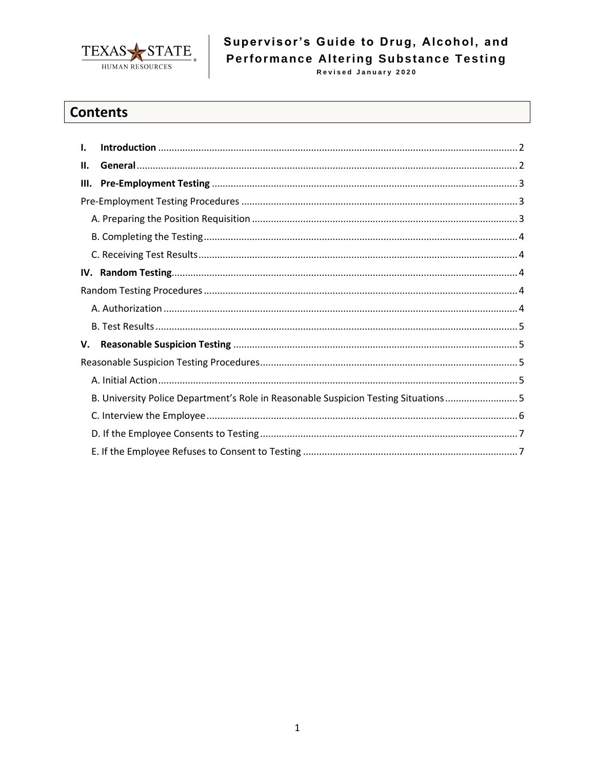TEXAS STATE HUMAN RESOURCES

# Supervisor's Guide to Drug, Alcohol, and Performance Altering Substance Testing

Revised January 2020

## Contents

- **I. Introduction** ..... 2
- **II. General** ..... 2
- **III. Pre-Employment Testing** ..... 3
- Pre-Employment Testing Procedures ..... 3
  - A. Preparing the Position Requisition ..... 3
  - B. Completing the Testing ..... 4
  - C. Receiving Test Results ..... 4
- **IV. Random Testing** ..... 4
- Random Testing Procedures ..... 4
  - A. Authorization ..... 4
  - B. Test Results ..... 5
- **V. Reasonable Suspicion Testing** ..... 5
- Reasonable Suspicion Testing Procedures ..... 5
  - A. Initial Action ..... 5
  - B. University Police Department's Role in Reasonable Suspicion Testing Situations ..... 5
  - C. Interview the Employee ..... 6
  - D. If the Employee Consents to Testing ..... 7
  - E. If the Employee Refuses to Consent to Testing ..... 7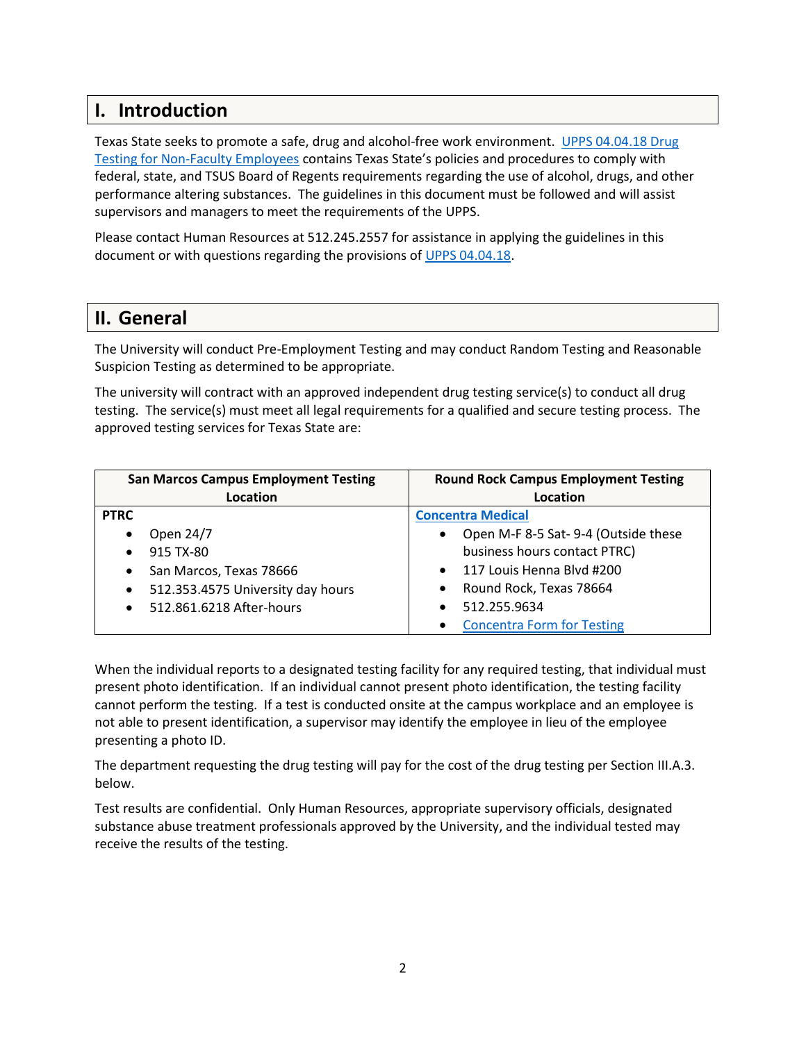## I. Introduction

Texas State seeks to promote a safe, drug and alcohol-free work environment. UPPS 04.04.18 Drug Testing for Non-Faculty Employees contains Texas State's policies and procedures to comply with federal, state, and TSUS Board of Regents requirements regarding the use of alcohol, drugs, and other performance altering substances. The guidelines in this document must be followed and will assist supervisors and managers to meet the requirements of the UPPS.

Please contact Human Resources at 512.245.2557 for assistance in applying the guidelines in this document or with questions regarding the provisions of UPPS 04.04.18.

## II. General

The University will conduct Pre-Employment Testing and may conduct Random Testing and Reasonable Suspicion Testing as determined to be appropriate.

The university will contract with an approved independent drug testing service(s) to conduct all drug testing. The service(s) must meet all legal requirements for a qualified and secure testing process. The approved testing services for Texas State are:

| San Marcos Campus Employment Testing Location | Round Rock Campus Employment Testing Location |
|---|---|
| **PTRC**<br>• Open 24/7<br>• 915 TX-80<br>• San Marcos, Texas 78666<br>• 512.353.4575 University day hours<br>• 512.861.6218 After-hours | **Concentra Medical**<br>• Open M-F 8-5 Sat- 9-4 (Outside these business hours contact PTRC)<br>• 117 Louis Henna Blvd #200<br>• Round Rock, Texas 78664<br>• 512.255.9634<br>• Concentra Form for Testing |

When the individual reports to a designated testing facility for any required testing, that individual must present photo identification. If an individual cannot present photo identification, the testing facility cannot perform the testing. If a test is conducted onsite at the campus workplace and an employee is not able to present identification, a supervisor may identify the employee in lieu of the employee presenting a photo ID.

The department requesting the drug testing will pay for the cost of the drug testing per Section III.A.3. below.

Test results are confidential. Only Human Resources, appropriate supervisory officials, designated substance abuse treatment professionals approved by the University, and the individual tested may receive the results of the testing.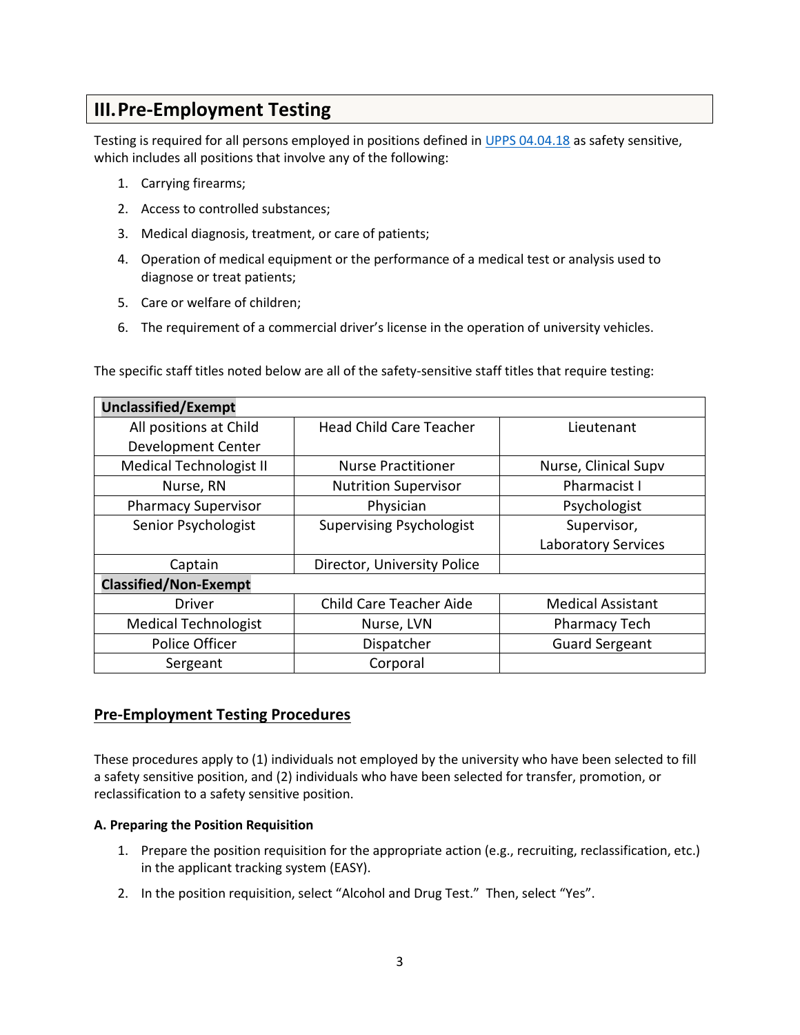## III. Pre-Employment Testing

Testing is required for all persons employed in positions defined in [UPPS 04.04.18](UPPS 04.04.18) as safety sensitive, which includes all positions that involve any of the following:

1. Carrying firearms;
2. Access to controlled substances;
3. Medical diagnosis, treatment, or care of patients;
4. Operation of medical equipment or the performance of a medical test or analysis used to diagnose or treat patients;
5. Care or welfare of children;
6. The requirement of a commercial driver's license in the operation of university vehicles.

The specific staff titles noted below are all of the safety-sensitive staff titles that require testing:

| **Unclassified/Exempt** | | |
|---|---|---|
| All positions at Child Development Center | Head Child Care Teacher | Lieutenant |
| Medical Technologist II | Nurse Practitioner | Nurse, Clinical Supv |
| Nurse, RN | Nutrition Supervisor | Pharmacist I |
| Pharmacy Supervisor | Physician | Psychologist |
| Senior Psychologist | Supervising Psychologist | Supervisor, Laboratory Services |
| Captain | Director, University Police | |
| **Classified/Non-Exempt** | | |
| Driver | Child Care Teacher Aide | Medical Assistant |
| Medical Technologist | Nurse, LVN | Pharmacy Tech |
| Police Officer | Dispatcher | Guard Sergeant |
| Sergeant | Corporal | |

### Pre-Employment Testing Procedures

These procedures apply to (1) individuals not employed by the university who have been selected to fill a safety sensitive position, and (2) individuals who have been selected for transfer, promotion, or reclassification to a safety sensitive position.

**A. Preparing the Position Requisition**

1. Prepare the position requisition for the appropriate action (e.g., recruiting, reclassification, etc.) in the applicant tracking system (EASY).
2. In the position requisition, select "Alcohol and Drug Test." Then, select "Yes".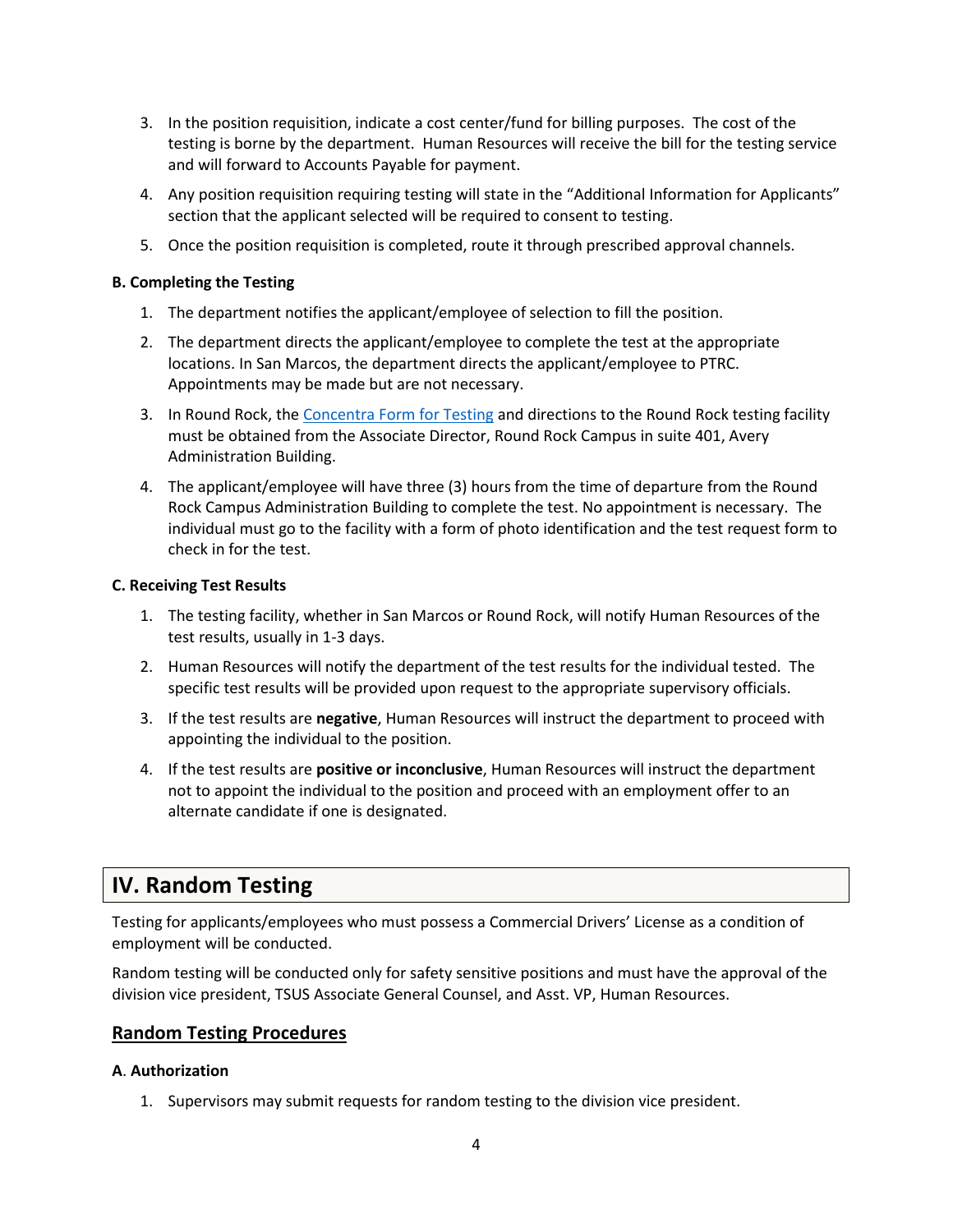3. In the position requisition, indicate a cost center/fund for billing purposes. The cost of the testing is borne by the department. Human Resources will receive the bill for the testing service and will forward to Accounts Payable for payment.

4. Any position requisition requiring testing will state in the "Additional Information for Applicants" section that the applicant selected will be required to consent to testing.

5. Once the position requisition is completed, route it through prescribed approval channels.

**B. Completing the Testing**

1. The department notifies the applicant/employee of selection to fill the position.

2. The department directs the applicant/employee to complete the test at the appropriate locations. In San Marcos, the department directs the applicant/employee to PTRC. Appointments may be made but are not necessary.

3. In Round Rock, the [Concentra Form for Testing] and directions to the Round Rock testing facility must be obtained from the Associate Director, Round Rock Campus in suite 401, Avery Administration Building.

4. The applicant/employee will have three (3) hours from the time of departure from the Round Rock Campus Administration Building to complete the test. No appointment is necessary. The individual must go to the facility with a form of photo identification and the test request form to check in for the test.

**C. Receiving Test Results**

1. The testing facility, whether in San Marcos or Round Rock, will notify Human Resources of the test results, usually in 1-3 days.

2. Human Resources will notify the department of the test results for the individual tested. The specific test results will be provided upon request to the appropriate supervisory officials.

3. If the test results are **negative**, Human Resources will instruct the department to proceed with appointing the individual to the position.

4. If the test results are **positive or inconclusive**, Human Resources will instruct the department not to appoint the individual to the position and proceed with an employment offer to an alternate candidate if one is designated.

## IV. Random Testing

Testing for applicants/employees who must possess a Commercial Drivers' License as a condition of employment will be conducted.

Random testing will be conducted only for safety sensitive positions and must have the approval of the division vice president, TSUS Associate General Counsel, and Asst. VP, Human Resources.

### Random Testing Procedures

**A. Authorization**

1. Supervisors may submit requests for random testing to the division vice president.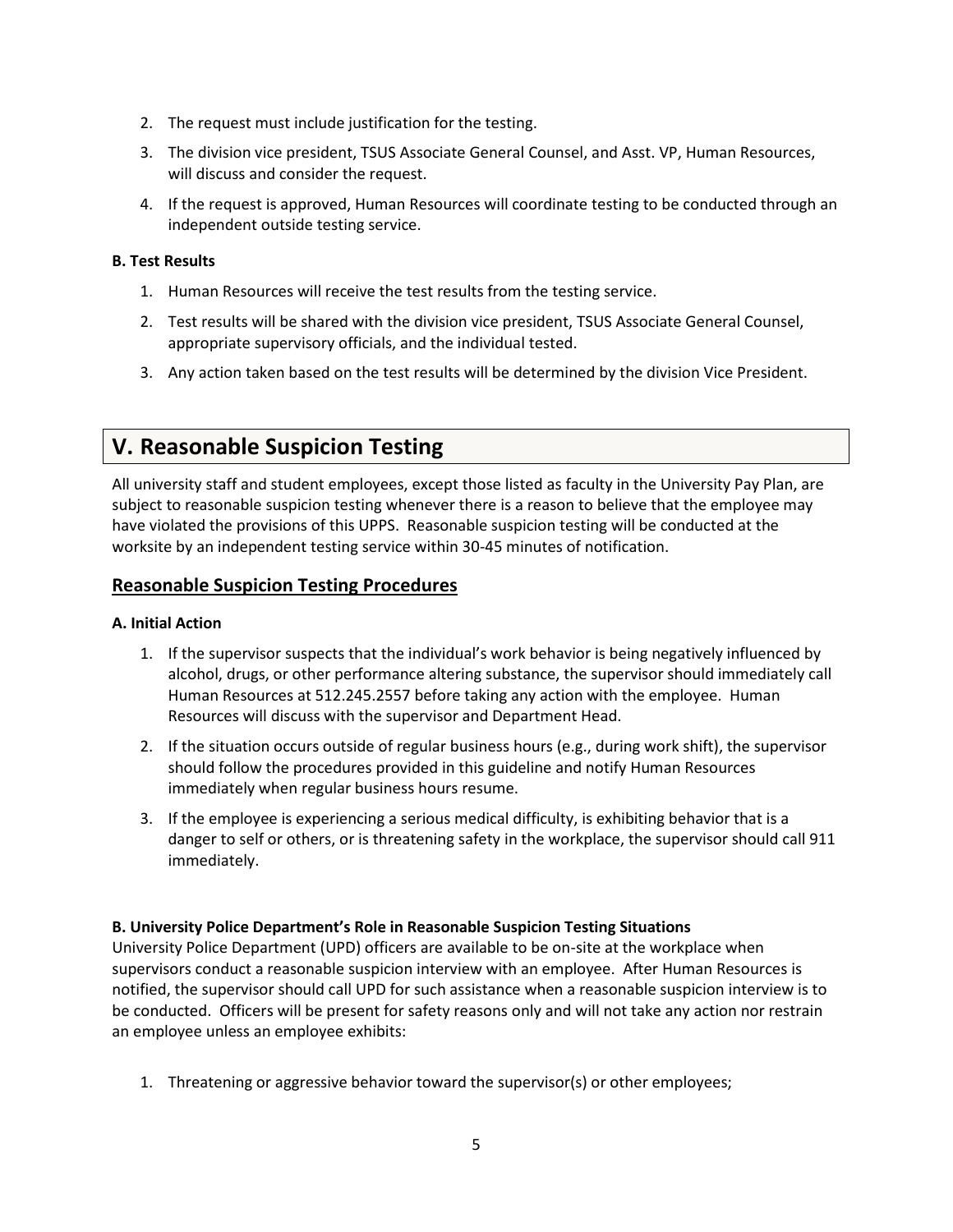2. The request must include justification for the testing.
3. The division vice president, TSUS Associate General Counsel, and Asst. VP, Human Resources, will discuss and consider the request.
4. If the request is approved, Human Resources will coordinate testing to be conducted through an independent outside testing service.

**B. Test Results**

1. Human Resources will receive the test results from the testing service.
2. Test results will be shared with the division vice president, TSUS Associate General Counsel, appropriate supervisory officials, and the individual tested.
3. Any action taken based on the test results will be determined by the division Vice President.

## V. Reasonable Suspicion Testing

All university staff and student employees, except those listed as faculty in the University Pay Plan, are subject to reasonable suspicion testing whenever there is a reason to believe that the employee may have violated the provisions of this UPPS. Reasonable suspicion testing will be conducted at the worksite by an independent testing service within 30-45 minutes of notification.

### Reasonable Suspicion Testing Procedures

**A. Initial Action**

1. If the supervisor suspects that the individual's work behavior is being negatively influenced by alcohol, drugs, or other performance altering substance, the supervisor should immediately call Human Resources at 512.245.2557 before taking any action with the employee. Human Resources will discuss with the supervisor and Department Head.
2. If the situation occurs outside of regular business hours (e.g., during work shift), the supervisor should follow the procedures provided in this guideline and notify Human Resources immediately when regular business hours resume.
3. If the employee is experiencing a serious medical difficulty, is exhibiting behavior that is a danger to self or others, or is threatening safety in the workplace, the supervisor should call 911 immediately.

**B. University Police Department's Role in Reasonable Suspicion Testing Situations**

University Police Department (UPD) officers are available to be on-site at the workplace when supervisors conduct a reasonable suspicion interview with an employee. After Human Resources is notified, the supervisor should call UPD for such assistance when a reasonable suspicion interview is to be conducted. Officers will be present for safety reasons only and will not take any action nor restrain an employee unless an employee exhibits:

1. Threatening or aggressive behavior toward the supervisor(s) or other employees;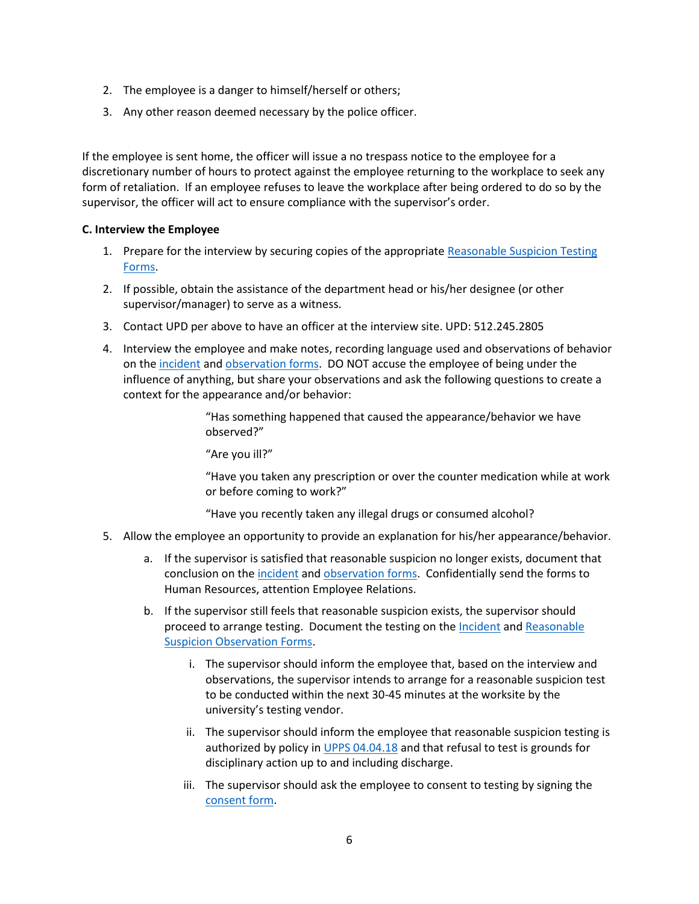2. The employee is a danger to himself/herself or others;
3. Any other reason deemed necessary by the police officer.

If the employee is sent home, the officer will issue a no trespass notice to the employee for a discretionary number of hours to protect against the employee returning to the workplace to seek any form of retaliation. If an employee refuses to leave the workplace after being ordered to do so by the supervisor, the officer will act to ensure compliance with the supervisor's order.

**C. Interview the Employee**

1. Prepare for the interview by securing copies of the appropriate Reasonable Suspicion Testing Forms.
2. If possible, obtain the assistance of the department head or his/her designee (or other supervisor/manager) to serve as a witness.
3. Contact UPD per above to have an officer at the interview site. UPD: 512.245.2805
4. Interview the employee and make notes, recording language used and observations of behavior on the incident and observation forms. DO NOT accuse the employee of being under the influence of anything, but share your observations and ask the following questions to create a context for the appearance and/or behavior:

   "Has something happened that caused the appearance/behavior we have observed?"

   "Are you ill?"

   "Have you taken any prescription or over the counter medication while at work or before coming to work?"

   "Have you recently taken any illegal drugs or consumed alcohol?

5. Allow the employee an opportunity to provide an explanation for his/her appearance/behavior.
   a. If the supervisor is satisfied that reasonable suspicion no longer exists, document that conclusion on the incident and observation forms. Confidentially send the forms to Human Resources, attention Employee Relations.
   b. If the supervisor still feels that reasonable suspicion exists, the supervisor should proceed to arrange testing. Document the testing on the Incident and Reasonable Suspicion Observation Forms.
      i. The supervisor should inform the employee that, based on the interview and observations, the supervisor intends to arrange for a reasonable suspicion test to be conducted within the next 30-45 minutes at the worksite by the university's testing vendor.
      ii. The supervisor should inform the employee that reasonable suspicion testing is authorized by policy in UPPS 04.04.18 and that refusal to test is grounds for disciplinary action up to and including discharge.
      iii. The supervisor should ask the employee to consent to testing by signing the consent form.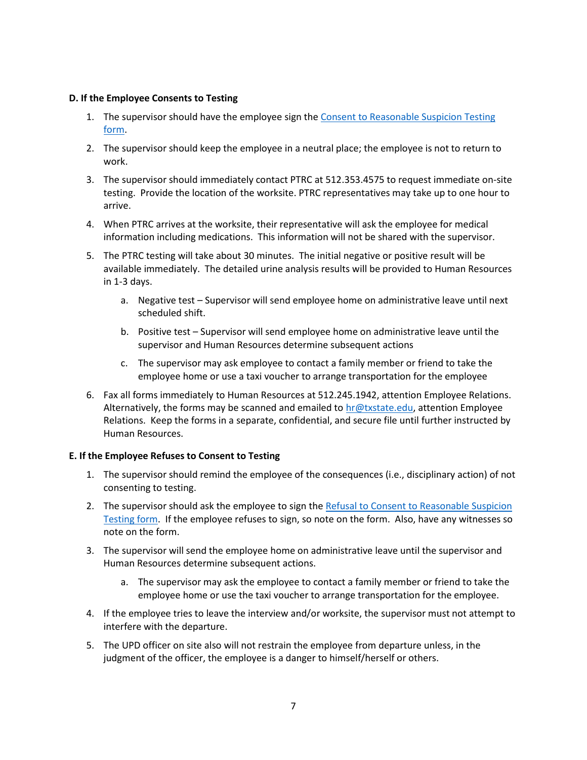**D. If the Employee Consents to Testing**

1. The supervisor should have the employee sign the [Consent to Reasonable Suspicion Testing form](#).
2. The supervisor should keep the employee in a neutral place; the employee is not to return to work.
3. The supervisor should immediately contact PTRC at 512.353.4575 to request immediate on-site testing. Provide the location of the worksite. PTRC representatives may take up to one hour to arrive.
4. When PTRC arrives at the worksite, their representative will ask the employee for medical information including medications. This information will not be shared with the supervisor.
5. The PTRC testing will take about 30 minutes. The initial negative or positive result will be available immediately. The detailed urine analysis results will be provided to Human Resources in 1-3 days.
    a. Negative test – Supervisor will send employee home on administrative leave until next scheduled shift.
    b. Positive test – Supervisor will send employee home on administrative leave until the supervisor and Human Resources determine subsequent actions
    c. The supervisor may ask employee to contact a family member or friend to take the employee home or use a taxi voucher to arrange transportation for the employee
6. Fax all forms immediately to Human Resources at 512.245.1942, attention Employee Relations. Alternatively, the forms may be scanned and emailed to hr@txstate.edu, attention Employee Relations. Keep the forms in a separate, confidential, and secure file until further instructed by Human Resources.

**E. If the Employee Refuses to Consent to Testing**

1. The supervisor should remind the employee of the consequences (i.e., disciplinary action) of not consenting to testing.
2. The supervisor should ask the employee to sign the [Refusal to Consent to Reasonable Suspicion Testing form](#). If the employee refuses to sign, so note on the form. Also, have any witnesses so note on the form.
3. The supervisor will send the employee home on administrative leave until the supervisor and Human Resources determine subsequent actions.
    a. The supervisor may ask the employee to contact a family member or friend to take the employee home or use the taxi voucher to arrange transportation for the employee.
4. If the employee tries to leave the interview and/or worksite, the supervisor must not attempt to interfere with the departure.
5. The UPD officer on site also will not restrain the employee from departure unless, in the judgment of the officer, the employee is a danger to himself/herself or others.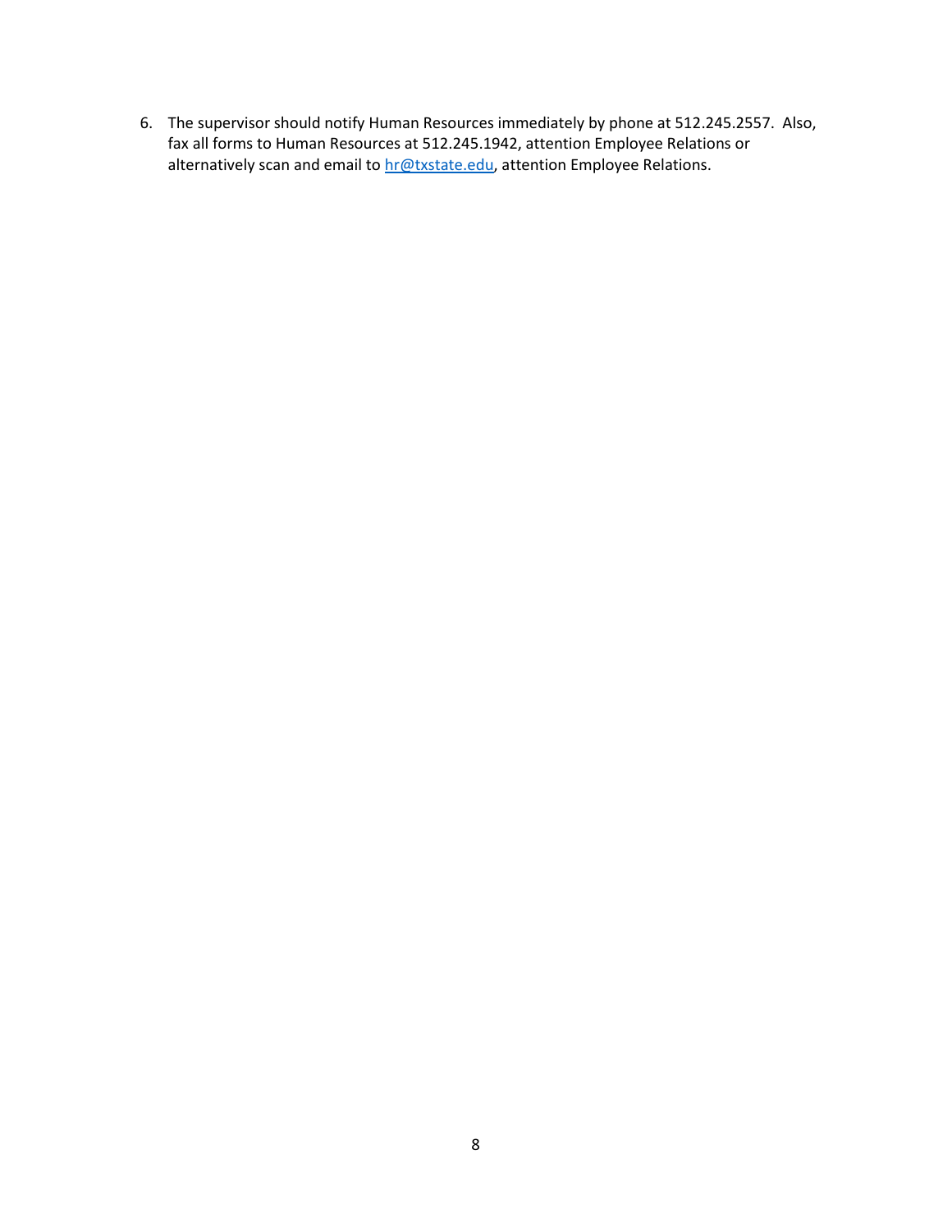6. The supervisor should notify Human Resources immediately by phone at 512.245.2557. Also, fax all forms to Human Resources at 512.245.1942, attention Employee Relations or alternatively scan and email to [hr@txstate.edu](mailto:hr@txstate.edu), attention Employee Relations.